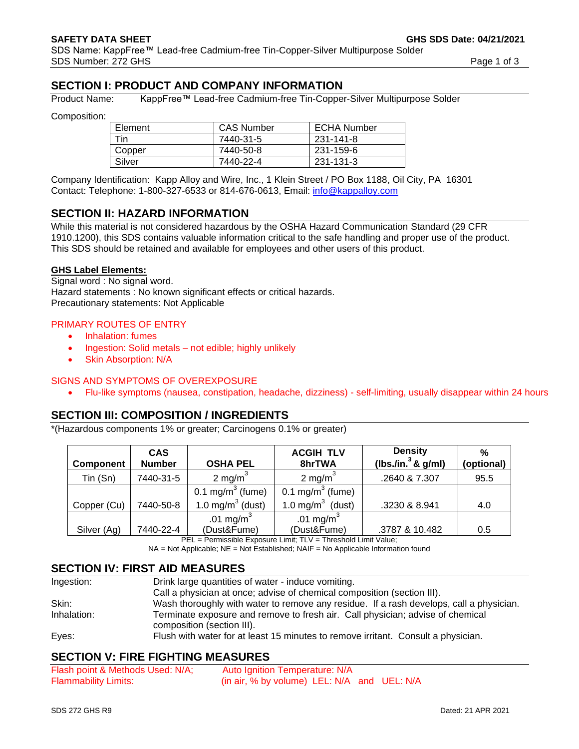**SAFETY DATA SHEET** **GHS SDS Date: 04/21/2021**

SDS Name: KappFree™ Lead-free Cadmium-free Tin-Copper-Silver Multipurpose Solder

SDS Number: 272 GHS

## SECTION I: PRODUCT AND COMPANY INFORMATION

Product Name: KappFree™ Lead-free Cadmium-free Tin-Copper-Silver Multipurpose Solder

Composition:

| Element | CAS Number | ECHA Number |
|---|---|---|
| Tin | 7440-31-5 | 231-141-8 |
| Copper | 7440-50-8 | 231-159-6 |
| Silver | 7440-22-4 | 231-131-3 |

Company Identification: Kapp Alloy and Wire, Inc., 1 Klein Street / PO Box 1188, Oil City, PA 16301
Contact: Telephone: 1-800-327-6533 or 814-676-0613, Email: info@kappalloy.com

## SECTION II: HAZARD INFORMATION

While this material is not considered hazardous by the OSHA Hazard Communication Standard (29 CFR 1910.1200), this SDS contains valuable information critical to the safe handling and proper use of the product. This SDS should be retained and available for employees and other users of this product.

**GHS Label Elements:**

Signal word : No signal word.
Hazard statements : No known significant effects or critical hazards.
Precautionary statements: Not Applicable

PRIMARY ROUTES OF ENTRY

- Inhalation: fumes
- Ingestion: Solid metals – not edible; highly unlikely
- Skin Absorption: N/A

SIGNS AND SYMPTOMS OF OVEREXPOSURE

- Flu-like symptoms (nausea, constipation, headache, dizziness) - self-limiting, usually disappear within 24 hours

## SECTION III: COMPOSITION / INGREDIENTS

*(Hazardous components 1% or greater; Carcinogens 0.1% or greater)

| Component | CAS Number | OSHA PEL | ACGIH TLV 8hrTWA | Density (lbs./in.$^3$ & g/ml) | % (optional) |
|---|---|---|---|---|---|
| Tin (Sn) | 7440-31-5 | 2 mg/m$^3$ | 2 mg/m$^3$ | .2640 & 7.307 | 95.5 |
| Copper (Cu) | 7440-50-8 | 0.1 mg/m$^3$ (fume)<br>1.0 mg/m$^3$ (dust) | 0.1 mg/m$^3$ (fume)<br>1.0 mg/m$^3$ (dust) | .3230 & 8.941 | 4.0 |
| Silver (Ag) | 7440-22-4 | .01 mg/m$^3$ (Dust&Fume) | .01 mg/m$^3$ (Dust&Fume) | .3787 & 10.482 | 0.5 |

PEL = Permissible Exposure Limit; TLV = Threshold Limit Value;
NA = Not Applicable; NE = Not Established; NAIF = No Applicable Information found

## SECTION IV: FIRST AID MEASURES

| | |
|---|---|
| Ingestion: | Drink large quantities of water - induce vomiting.<br>Call a physician at once; advise of chemical composition (section III). |
| Skin: | Wash thoroughly with water to remove any residue. If a rash develops, call a physician. |
| Inhalation: | Terminate exposure and remove to fresh air. Call physician; advise of chemical composition (section III). |
| Eyes: | Flush with water for at least 15 minutes to remove irritant. Consult a physician. |

## SECTION V: FIRE FIGHTING MEASURES

Flash point & Methods Used: N/A; Auto Ignition Temperature: N/A
Flammability Limits: (in air, % by volume) LEL: N/A and UEL: N/A

SDS 272 GHS R9 Dated: 21 APR 2021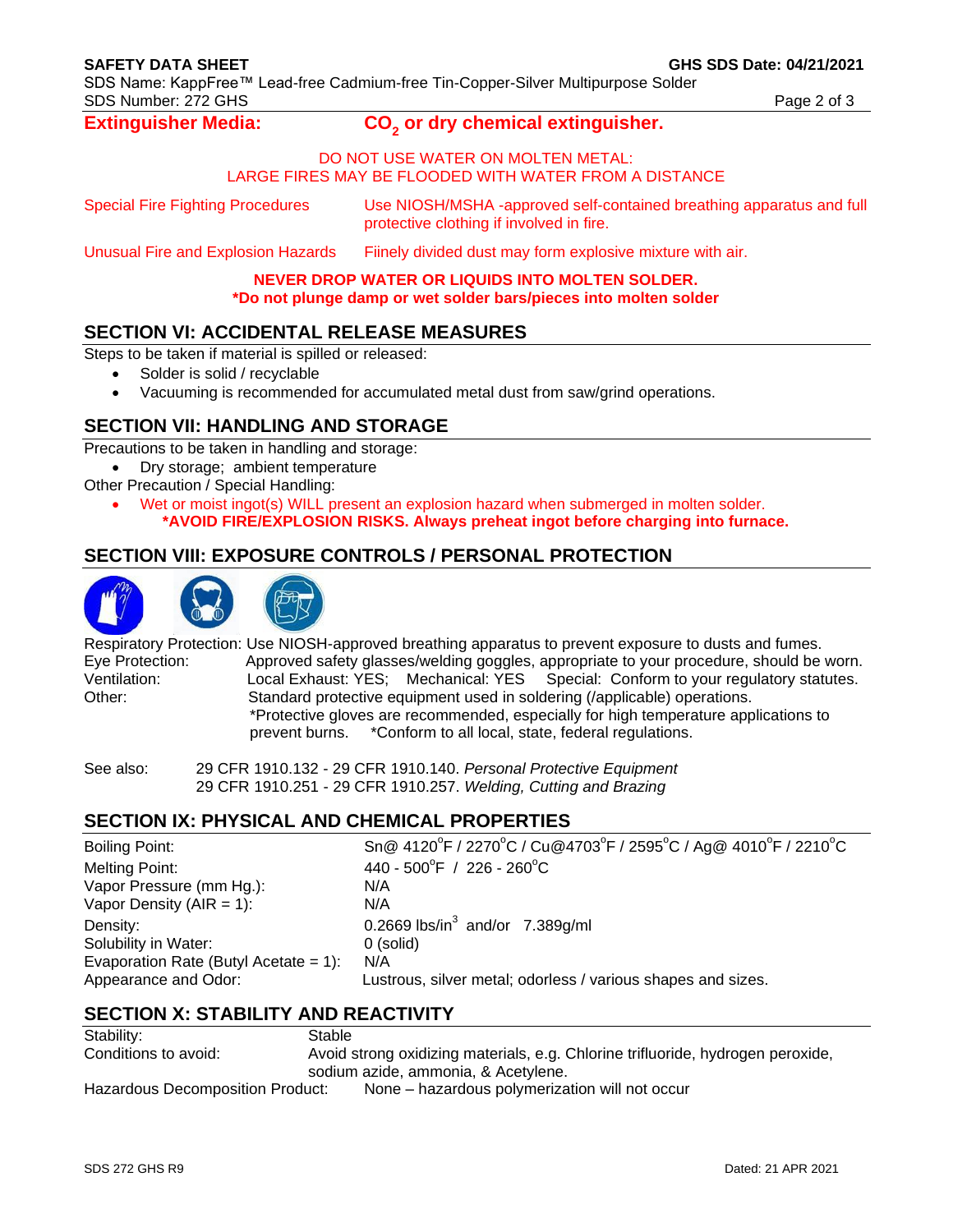**Extinguisher Media:** **$CO_2$ or dry chemical extinguisher.**

DO NOT USE WATER ON MOLTEN METAL:
LARGE FIRES MAY BE FLOODED WITH WATER FROM A DISTANCE

| | |
|---|---|
| Special Fire Fighting Procedures | Use NIOSH/MSHA -approved self-contained breathing apparatus and full protective clothing if involved in fire. |
| Unusual Fire and Explosion Hazards | Fiinely divided dust may form explosive mixture with air. |

**NEVER DROP WATER OR LIQUIDS INTO MOLTEN SOLDER.**
***Do not plunge damp or wet solder bars/pieces into molten solder**

## SECTION VI: ACCIDENTAL RELEASE MEASURES

Steps to be taken if material is spilled or released:

- Solder is solid / recyclable
- Vacuuming is recommended for accumulated metal dust from saw/grind operations.

## SECTION VII: HANDLING AND STORAGE

Precautions to be taken in handling and storage:

- Dry storage; ambient temperature

Other Precaution / Special Handling:

- Wet or moist ingot(s) WILL present an explosion hazard when submerged in molten solder.
  ***AVOID FIRE/EXPLOSION RISKS. Always preheat ingot before charging into furnace.**

## SECTION VIII: EXPOSURE CONTROLS / PERSONAL PROTECTION

Respiratory Protection: Use NIOSH-approved breathing apparatus to prevent exposure to dusts and fumes.
Eye Protection: Approved safety glasses/welding goggles, appropriate to your procedure, should be worn.
Ventilation: Local Exhaust: YES; Mechanical: YES Special: Conform to your regulatory statutes.
Other: Standard protective equipment used in soldering (/applicable) operations.
*Protective gloves are recommended, especially for high temperature applications to prevent burns. *Conform to all local, state, federal regulations.

See also: 29 CFR 1910.132 - 29 CFR 1910.140. *Personal Protective Equipment*
29 CFR 1910.251 - 29 CFR 1910.257. *Welding, Cutting and Brazing*

## SECTION IX: PHYSICAL AND CHEMICAL PROPERTIES

| | |
|---|---|
| Boiling Point: | Sn@ 4120°F / 2270°C / Cu@4703°F / 2595°C / Ag@ 4010°F / 2210°C |
| Melting Point: | 440 - 500°F / 226 - 260°C |
| Vapor Pressure (mm Hg.): | N/A |
| Vapor Density (AIR = 1): | N/A |
| Density: | 0.2669 lbs/in$^3$ and/or 7.389g/ml |
| Solubility in Water: | 0 (solid) |
| Evaporation Rate (Butyl Acetate = 1): | N/A |
| Appearance and Odor: | Lustrous, silver metal; odorless / various shapes and sizes. |

## SECTION X: STABILITY AND REACTIVITY

| | |
|---|---|
| Stability: | Stable |
| Conditions to avoid: | Avoid strong oxidizing materials, e.g. Chlorine trifluoride, hydrogen peroxide, sodium azide, ammonia, & Acetylene. |
| Hazardous Decomposition Product: | None – hazardous polymerization will not occur |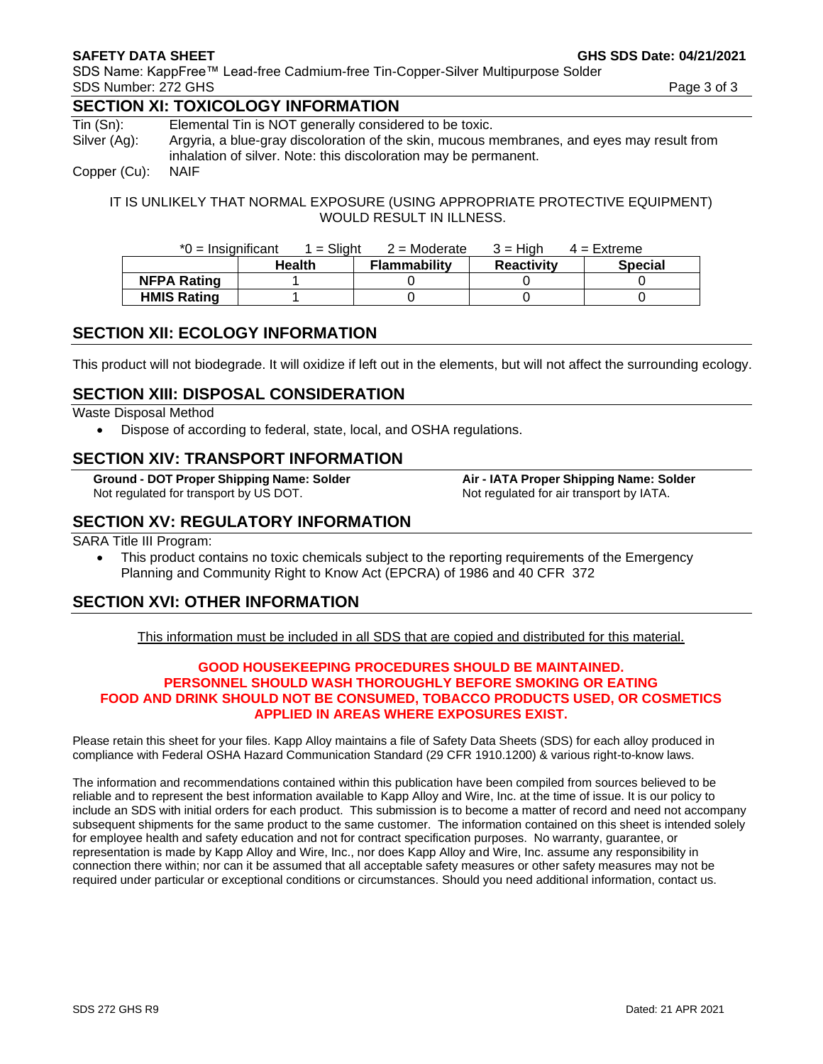## SECTION XI: TOXICOLOGY INFORMATION

Tin (Sn): Elemental Tin is NOT generally considered to be toxic.

Silver (Ag): Argyria, a blue-gray discoloration of the skin, mucous membranes, and eyes may result from inhalation of silver. Note: this discoloration may be permanent.

Copper (Cu): NAIF

IT IS UNLIKELY THAT NORMAL EXPOSURE (USING APPROPRIATE PROTECTIVE EQUIPMENT) WOULD RESULT IN ILLNESS.

*0 = Insignificant 1 = Slight 2 = Moderate 3 = High 4 = Extreme

| | Health | Flammability | Reactivity | Special |
|---|---|---|---|---|
| **NFPA Rating** | 1 | 0 | 0 | 0 |
| **HMIS Rating** | 1 | 0 | 0 | 0 |

## SECTION XII: ECOLOGY INFORMATION

This product will not biodegrade. It will oxidize if left out in the elements, but will not affect the surrounding ecology.

## SECTION XIII: DISPOSAL CONSIDERATION

Waste Disposal Method

- Dispose of according to federal, state, local, and OSHA regulations.

## SECTION XIV: TRANSPORT INFORMATION

**Ground - DOT Proper Shipping Name: Solder**
Not regulated for transport by US DOT.

**Air - IATA Proper Shipping Name: Solder**
Not regulated for air transport by IATA.

## SECTION XV: REGULATORY INFORMATION

SARA Title III Program:

- This product contains no toxic chemicals subject to the reporting requirements of the Emergency Planning and Community Right to Know Act (EPCRA) of 1986 and 40 CFR 372

## SECTION XVI: OTHER INFORMATION

This information must be included in all SDS that are copied and distributed for this material.

**GOOD HOUSEKEEPING PROCEDURES SHOULD BE MAINTAINED.
PERSONNEL SHOULD WASH THOROUGHLY BEFORE SMOKING OR EATING
FOOD AND DRINK SHOULD NOT BE CONSUMED, TOBACCO PRODUCTS USED, OR COSMETICS APPLIED IN AREAS WHERE EXPOSURES EXIST.**

Please retain this sheet for your files. Kapp Alloy maintains a file of Safety Data Sheets (SDS) for each alloy produced in compliance with Federal OSHA Hazard Communication Standard (29 CFR 1910.1200) & various right-to-know laws.

The information and recommendations contained within this publication have been compiled from sources believed to be reliable and to represent the best information available to Kapp Alloy and Wire, Inc. at the time of issue. It is our policy to include an SDS with initial orders for each product. This submission is to become a matter of record and need not accompany subsequent shipments for the same product to the same customer. The information contained on this sheet is intended solely for employee health and safety education and not for contract specification purposes. No warranty, guarantee, or representation is made by Kapp Alloy and Wire, Inc., nor does Kapp Alloy and Wire, Inc. assume any responsibility in connection there within; nor can it be assumed that all acceptable safety measures or other safety measures may not be required under particular or exceptional conditions or circumstances. Should you need additional information, contact us.